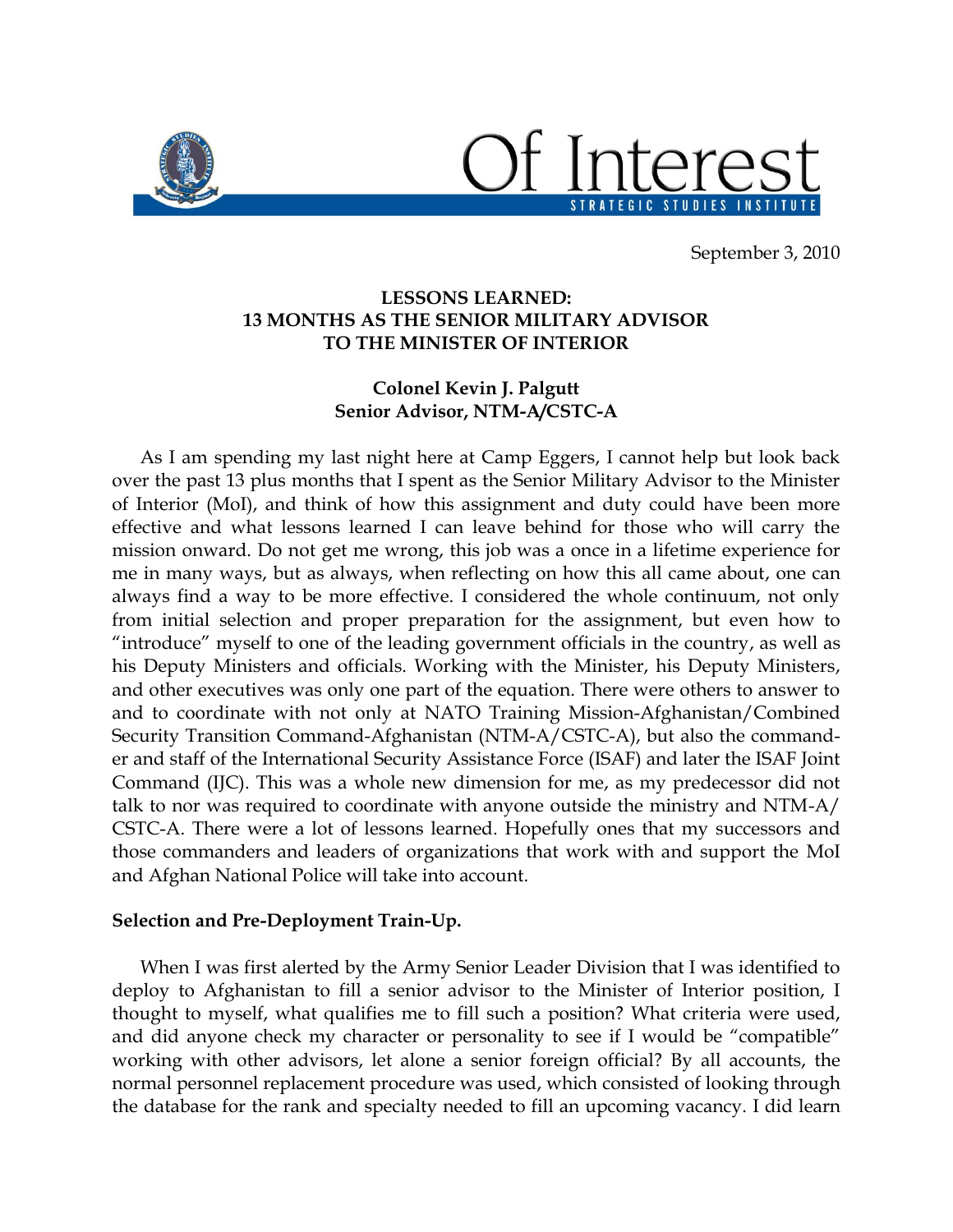# Of Interest

STRATEGIC STUDIES INSTITUTE

September 3, 2010

## LESSONS LEARNED: 13 MONTHS AS THE SENIOR MILITARY ADVISOR TO THE MINISTER OF INTERIOR

**Colonel Kevin J. Palgutt**
**Senior Advisor, NTM-A/CSTC-A**

As I am spending my last night here at Camp Eggers, I cannot help but look back over the past 13 plus months that I spent as the Senior Military Advisor to the Minister of Interior (MoI), and think of how this assignment and duty could have been more effective and what lessons learned I can leave behind for those who will carry the mission onward. Do not get me wrong, this job was a once in a lifetime experience for me in many ways, but as always, when reflecting on how this all came about, one can always find a way to be more effective. I considered the whole continuum, not only from initial selection and proper preparation for the assignment, but even how to "introduce" myself to one of the leading government officials in the country, as well as his Deputy Ministers and officials. Working with the Minister, his Deputy Ministers, and other executives was only one part of the equation. There were others to answer to and to coordinate with not only at NATO Training Mission-Afghanistan/Combined Security Transition Command-Afghanistan (NTM-A/CSTC-A), but also the commander and staff of the International Security Assistance Force (ISAF) and later the ISAF Joint Command (IJC). This was a whole new dimension for me, as my predecessor did not talk to nor was required to coordinate with anyone outside the ministry and NTM-A/CSTC-A. There were a lot of lessons learned. Hopefully ones that my successors and those commanders and leaders of organizations that work with and support the MoI and Afghan National Police will take into account.

### Selection and Pre-Deployment Train-Up.

When I was first alerted by the Army Senior Leader Division that I was identified to deploy to Afghanistan to fill a senior advisor to the Minister of Interior position, I thought to myself, what qualifies me to fill such a position? What criteria were used, and did anyone check my character or personality to see if I would be "compatible" working with other advisors, let alone a senior foreign official? By all accounts, the normal personnel replacement procedure was used, which consisted of looking through the database for the rank and specialty needed to fill an upcoming vacancy. I did learn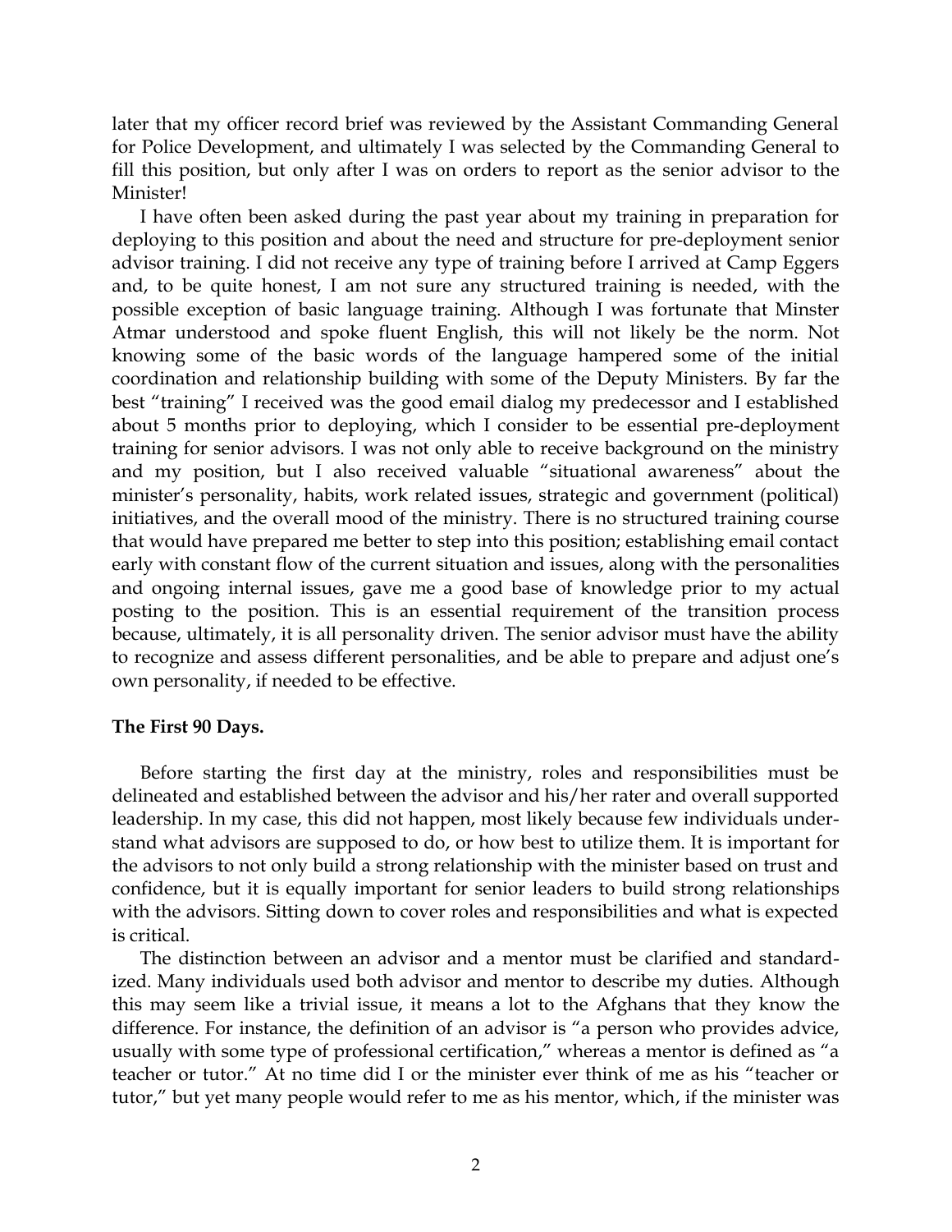later that my officer record brief was reviewed by the Assistant Commanding General for Police Development, and ultimately I was selected by the Commanding General to fill this position, but only after I was on orders to report as the senior advisor to the Minister!

I have often been asked during the past year about my training in preparation for deploying to this position and about the need and structure for pre-deployment senior advisor training. I did not receive any type of training before I arrived at Camp Eggers and, to be quite honest, I am not sure any structured training is needed, with the possible exception of basic language training. Although I was fortunate that Minster Atmar understood and spoke fluent English, this will not likely be the norm. Not knowing some of the basic words of the language hampered some of the initial coordination and relationship building with some of the Deputy Ministers. By far the best "training" I received was the good email dialog my predecessor and I established about 5 months prior to deploying, which I consider to be essential pre-deployment training for senior advisors. I was not only able to receive background on the ministry and my position, but I also received valuable "situational awareness" about the minister's personality, habits, work related issues, strategic and government (political) initiatives, and the overall mood of the ministry. There is no structured training course that would have prepared me better to step into this position; establishing email contact early with constant flow of the current situation and issues, along with the personalities and ongoing internal issues, gave me a good base of knowledge prior to my actual posting to the position. This is an essential requirement of the transition process because, ultimately, it is all personality driven. The senior advisor must have the ability to recognize and assess different personalities, and be able to prepare and adjust one's own personality, if needed to be effective.

**The First 90 Days.**

Before starting the first day at the ministry, roles and responsibilities must be delineated and established between the advisor and his/her rater and overall supported leadership. In my case, this did not happen, most likely because few individuals understand what advisors are supposed to do, or how best to utilize them. It is important for the advisors to not only build a strong relationship with the minister based on trust and confidence, but it is equally important for senior leaders to build strong relationships with the advisors. Sitting down to cover roles and responsibilities and what is expected is critical.

The distinction between an advisor and a mentor must be clarified and standardized. Many individuals used both advisor and mentor to describe my duties. Although this may seem like a trivial issue, it means a lot to the Afghans that they know the difference. For instance, the definition of an advisor is "a person who provides advice, usually with some type of professional certification," whereas a mentor is defined as "a teacher or tutor." At no time did I or the minister ever think of me as his "teacher or tutor," but yet many people would refer to me as his mentor, which, if the minister was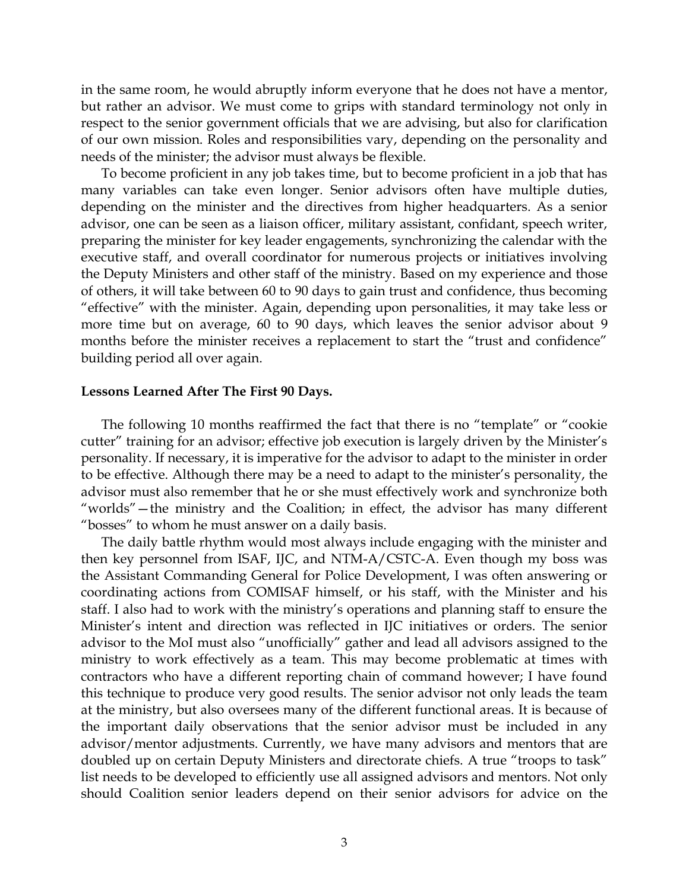in the same room, he would abruptly inform everyone that he does not have a mentor, but rather an advisor. We must come to grips with standard terminology not only in respect to the senior government officials that we are advising, but also for clarification of our own mission. Roles and responsibilities vary, depending on the personality and needs of the minister; the advisor must always be flexible.

To become proficient in any job takes time, but to become proficient in a job that has many variables can take even longer. Senior advisors often have multiple duties, depending on the minister and the directives from higher headquarters. As a senior advisor, one can be seen as a liaison officer, military assistant, confidant, speech writer, preparing the minister for key leader engagements, synchronizing the calendar with the executive staff, and overall coordinator for numerous projects or initiatives involving the Deputy Ministers and other staff of the ministry. Based on my experience and those of others, it will take between 60 to 90 days to gain trust and confidence, thus becoming "effective" with the minister. Again, depending upon personalities, it may take less or more time but on average, 60 to 90 days, which leaves the senior advisor about 9 months before the minister receives a replacement to start the "trust and confidence" building period all over again.

**Lessons Learned After The First 90 Days.**

The following 10 months reaffirmed the fact that there is no "template" or "cookie cutter" training for an advisor; effective job execution is largely driven by the Minister's personality. If necessary, it is imperative for the advisor to adapt to the minister in order to be effective. Although there may be a need to adapt to the minister's personality, the advisor must also remember that he or she must effectively work and synchronize both "worlds"—the ministry and the Coalition; in effect, the advisor has many different "bosses" to whom he must answer on a daily basis.

The daily battle rhythm would most always include engaging with the minister and then key personnel from ISAF, IJC, and NTM-A/CSTC-A. Even though my boss was the Assistant Commanding General for Police Development, I was often answering or coordinating actions from COMISAF himself, or his staff, with the Minister and his staff. I also had to work with the ministry's operations and planning staff to ensure the Minister's intent and direction was reflected in IJC initiatives or orders. The senior advisor to the MoI must also "unofficially" gather and lead all advisors assigned to the ministry to work effectively as a team. This may become problematic at times with contractors who have a different reporting chain of command however; I have found this technique to produce very good results. The senior advisor not only leads the team at the ministry, but also oversees many of the different functional areas. It is because of the important daily observations that the senior advisor must be included in any advisor/mentor adjustments. Currently, we have many advisors and mentors that are doubled up on certain Deputy Ministers and directorate chiefs. A true "troops to task" list needs to be developed to efficiently use all assigned advisors and mentors. Not only should Coalition senior leaders depend on their senior advisors for advice on the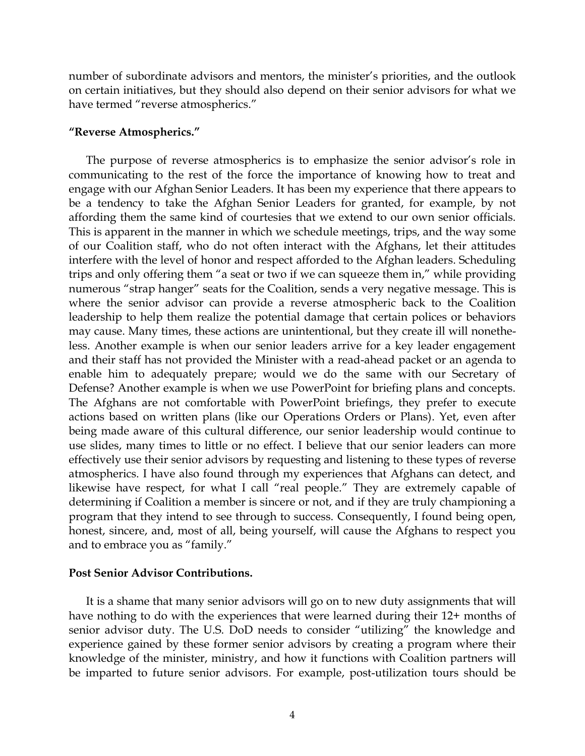number of subordinate advisors and mentors, the minister's priorities, and the outlook on certain initiatives, but they should also depend on their senior advisors for what we have termed "reverse atmospherics."

**"Reverse Atmospherics."**

The purpose of reverse atmospherics is to emphasize the senior advisor's role in communicating to the rest of the force the importance of knowing how to treat and engage with our Afghan Senior Leaders. It has been my experience that there appears to be a tendency to take the Afghan Senior Leaders for granted, for example, by not affording them the same kind of courtesies that we extend to our own senior officials. This is apparent in the manner in which we schedule meetings, trips, and the way some of our Coalition staff, who do not often interact with the Afghans, let their attitudes interfere with the level of honor and respect afforded to the Afghan leaders. Scheduling trips and only offering them "a seat or two if we can squeeze them in," while providing numerous "strap hanger" seats for the Coalition, sends a very negative message. This is where the senior advisor can provide a reverse atmospheric back to the Coalition leadership to help them realize the potential damage that certain polices or behaviors may cause. Many times, these actions are unintentional, but they create ill will nonetheless. Another example is when our senior leaders arrive for a key leader engagement and their staff has not provided the Minister with a read-ahead packet or an agenda to enable him to adequately prepare; would we do the same with our Secretary of Defense? Another example is when we use PowerPoint for briefing plans and concepts. The Afghans are not comfortable with PowerPoint briefings, they prefer to execute actions based on written plans (like our Operations Orders or Plans). Yet, even after being made aware of this cultural difference, our senior leadership would continue to use slides, many times to little or no effect. I believe that our senior leaders can more effectively use their senior advisors by requesting and listening to these types of reverse atmospherics. I have also found through my experiences that Afghans can detect, and likewise have respect, for what I call "real people." They are extremely capable of determining if Coalition a member is sincere or not, and if they are truly championing a program that they intend to see through to success. Consequently, I found being open, honest, sincere, and, most of all, being yourself, will cause the Afghans to respect you and to embrace you as "family."

**Post Senior Advisor Contributions.**

It is a shame that many senior advisors will go on to new duty assignments that will have nothing to do with the experiences that were learned during their 12+ months of senior advisor duty. The U.S. DoD needs to consider "utilizing" the knowledge and experience gained by these former senior advisors by creating a program where their knowledge of the minister, ministry, and how it functions with Coalition partners will be imparted to future senior advisors. For example, post-utilization tours should be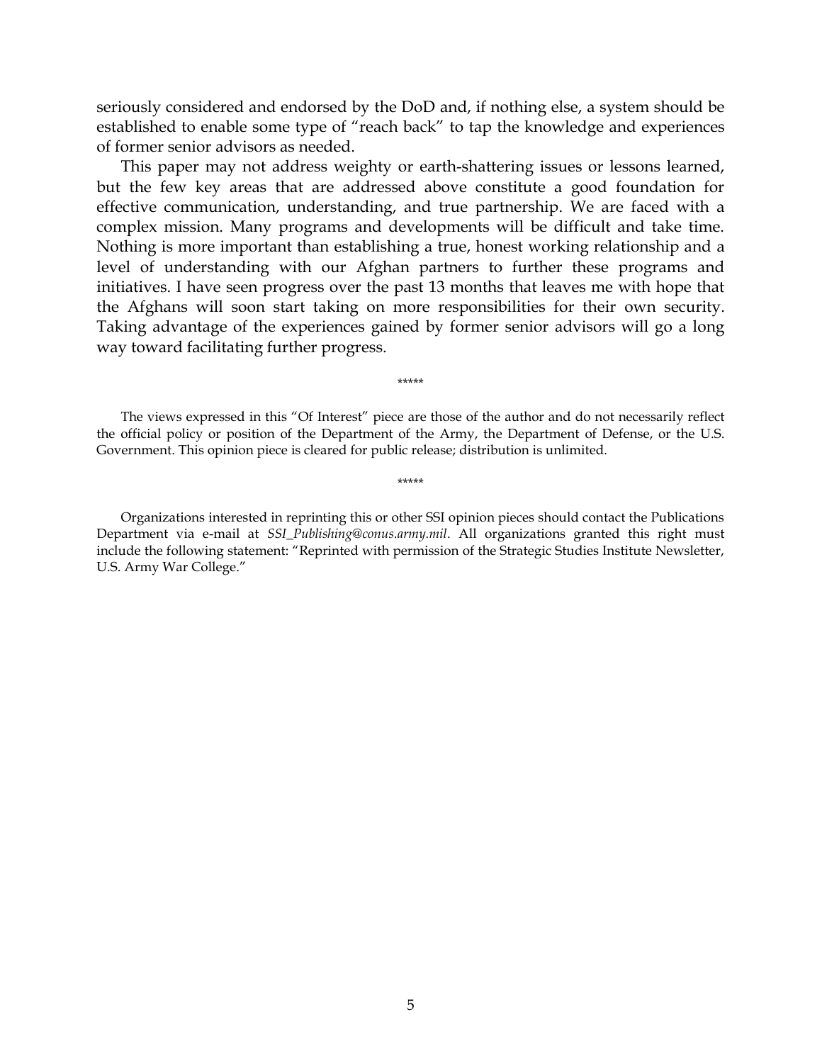seriously considered and endorsed by the DoD and, if nothing else, a system should be established to enable some type of "reach back" to tap the knowledge and experiences of former senior advisors as needed.

This paper may not address weighty or earth-shattering issues or lessons learned, but the few key areas that are addressed above constitute a good foundation for effective communication, understanding, and true partnership. We are faced with a complex mission. Many programs and developments will be difficult and take time. Nothing is more important than establishing a true, honest working relationship and a level of understanding with our Afghan partners to further these programs and initiatives. I have seen progress over the past 13 months that leaves me with hope that the Afghans will soon start taking on more responsibilities for their own security. Taking advantage of the experiences gained by former senior advisors will go a long way toward facilitating further progress.

*****

The views expressed in this "Of Interest" piece are those of the author and do not necessarily reflect the official policy or position of the Department of the Army, the Department of Defense, or the U.S. Government. This opinion piece is cleared for public release; distribution is unlimited.

*****

Organizations interested in reprinting this or other SSI opinion pieces should contact the Publications Department via e-mail at *SSI_Publishing@conus.army.mil*. All organizations granted this right must include the following statement: "Reprinted with permission of the Strategic Studies Institute Newsletter, U.S. Army War College."